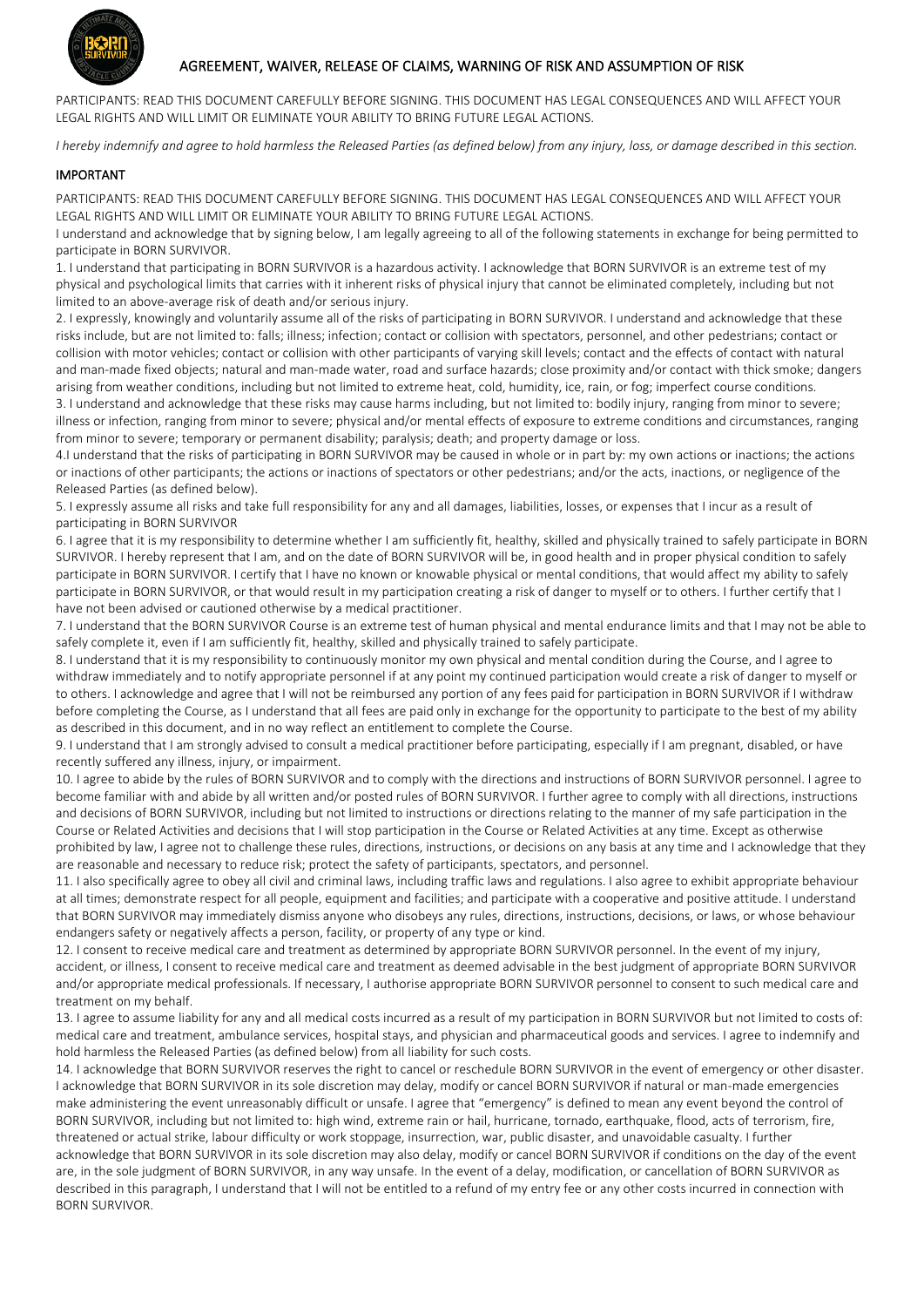# AGREEMENT, WAIVER, RELEASE OF CLAIMS, WARNING OF RISK AND ASSUMPTION OF RISK

PARTICIPANTS: READ THIS DOCUMENT CAREFULLY BEFORE SIGNING. THIS DOCUMENT HAS LEGAL CONSEQUENCES AND WILL AFFECT YOUR LEGAL RIGHTS AND WILL LIMIT OR ELIMINATE YOUR ABILITY TO BRING FUTURE LEGAL ACTIONS.

*I hereby indemnify and agree to hold harmless the Released Parties (as defined below) from any injury, loss, or damage described in this section.*

## IMPORTANT

PARTICIPANTS: READ THIS DOCUMENT CAREFULLY BEFORE SIGNING. THIS DOCUMENT HAS LEGAL CONSEQUENCES AND WILL AFFECT YOUR LEGAL RIGHTS AND WILL LIMIT OR ELIMINATE YOUR ABILITY TO BRING FUTURE LEGAL ACTIONS.

I understand and acknowledge that by signing below, I am legally agreeing to all of the following statements in exchange for being permitted to participate in BORN SURVIVOR.

1. I understand that participating in BORN SURVIVOR is a hazardous activity. I acknowledge that BORN SURVIVOR is an extreme test of my physical and psychological limits that carries with it inherent risks of physical injury that cannot be eliminated completely, including but not limited to an above-average risk of death and/or serious injury.

2. I expressly, knowingly and voluntarily assume all of the risks of participating in BORN SURVIVOR. I understand and acknowledge that these risks include, but are not limited to: falls; illness; infection; contact or collision with spectators, personnel, and other pedestrians; contact or collision with motor vehicles; contact or collision with other participants of varying skill levels; contact and the effects of contact with natural and man-made fixed objects; natural and man-made water, road and surface hazards; close proximity and/or contact with thick smoke; dangers arising from weather conditions, including but not limited to extreme heat, cold, humidity, ice, rain, or fog; imperfect course conditions.

3. I understand and acknowledge that these risks may cause harms including, but not limited to: bodily injury, ranging from minor to severe; illness or infection, ranging from minor to severe; physical and/or mental effects of exposure to extreme conditions and circumstances, ranging from minor to severe; temporary or permanent disability; paralysis; death; and property damage or loss.

4.I understand that the risks of participating in BORN SURVIVOR may be caused in whole or in part by: my own actions or inactions; the actions or inactions of other participants; the actions or inactions of spectators or other pedestrians; and/or the acts, inactions, or negligence of the Released Parties (as defined below).

5. I expressly assume all risks and take full responsibility for any and all damages, liabilities, losses, or expenses that I incur as a result of participating in BORN SURVIVOR

6. I agree that it is my responsibility to determine whether I am sufficiently fit, healthy, skilled and physically trained to safely participate in BORN SURVIVOR. I hereby represent that I am, and on the date of BORN SURVIVOR will be, in good health and in proper physical condition to safely participate in BORN SURVIVOR. I certify that I have no known or knowable physical or mental conditions, that would affect my ability to safely participate in BORN SURVIVOR, or that would result in my participation creating a risk of danger to myself or to others. I further certify that I have not been advised or cautioned otherwise by a medical practitioner.

7. I understand that the BORN SURVIVOR Course is an extreme test of human physical and mental endurance limits and that I may not be able to safely complete it, even if I am sufficiently fit, healthy, skilled and physically trained to safely participate.

8. I understand that it is my responsibility to continuously monitor my own physical and mental condition during the Course, and I agree to withdraw immediately and to notify appropriate personnel if at any point my continued participation would create a risk of danger to myself or to others. I acknowledge and agree that I will not be reimbursed any portion of any fees paid for participation in BORN SURVIVOR if I withdraw before completing the Course, as I understand that all fees are paid only in exchange for the opportunity to participate to the best of my ability as described in this document, and in no way reflect an entitlement to complete the Course.

9. I understand that I am strongly advised to consult a medical practitioner before participating, especially if I am pregnant, disabled, or have recently suffered any illness, injury, or impairment.

10. I agree to abide by the rules of BORN SURVIVOR and to comply with the directions and instructions of BORN SURVIVOR personnel. I agree to become familiar with and abide by all written and/or posted rules of BORN SURVIVOR. I further agree to comply with all directions, instructions and decisions of BORN SURVIVOR, including but not limited to instructions or directions relating to the manner of my safe participation in the Course or Related Activities and decisions that I will stop participation in the Course or Related Activities at any time. Except as otherwise prohibited by law, I agree not to challenge these rules, directions, instructions, or decisions on any basis at any time and I acknowledge that they are reasonable and necessary to reduce risk; protect the safety of participants, spectators, and personnel.

11. I also specifically agree to obey all civil and criminal laws, including traffic laws and regulations. I also agree to exhibit appropriate behaviour at all times; demonstrate respect for all people, equipment and facilities; and participate with a cooperative and positive attitude. I understand that BORN SURVIVOR may immediately dismiss anyone who disobeys any rules, directions, instructions, decisions, or laws, or whose behaviour endangers safety or negatively affects a person, facility, or property of any type or kind.

12. I consent to receive medical care and treatment as determined by appropriate BORN SURVIVOR personnel. In the event of my injury, accident, or illness, I consent to receive medical care and treatment as deemed advisable in the best judgment of appropriate BORN SURVIVOR and/or appropriate medical professionals. If necessary, I authorise appropriate BORN SURVIVOR personnel to consent to such medical care and treatment on my behalf.

13. I agree to assume liability for any and all medical costs incurred as a result of my participation in BORN SURVIVOR but not limited to costs of: medical care and treatment, ambulance services, hospital stays, and physician and pharmaceutical goods and services. I agree to indemnify and hold harmless the Released Parties (as defined below) from all liability for such costs.

14. I acknowledge that BORN SURVIVOR reserves the right to cancel or reschedule BORN SURVIVOR in the event of emergency or other disaster. I acknowledge that BORN SURVIVOR in its sole discretion may delay, modify or cancel BORN SURVIVOR if natural or man-made emergencies make administering the event unreasonably difficult or unsafe. I agree that "emergency" is defined to mean any event beyond the control of BORN SURVIVOR, including but not limited to: high wind, extreme rain or hail, hurricane, tornado, earthquake, flood, acts of terrorism, fire, threatened or actual strike, labour difficulty or work stoppage, insurrection, war, public disaster, and unavoidable casualty. I further acknowledge that BORN SURVIVOR in its sole discretion may also delay, modify or cancel BORN SURVIVOR if conditions on the day of the event are, in the sole judgment of BORN SURVIVOR, in any way unsafe. In the event of a delay, modification, or cancellation of BORN SURVIVOR as described in this paragraph, I understand that I will not be entitled to a refund of my entry fee or any other costs incurred in connection with BORN SURVIVOR.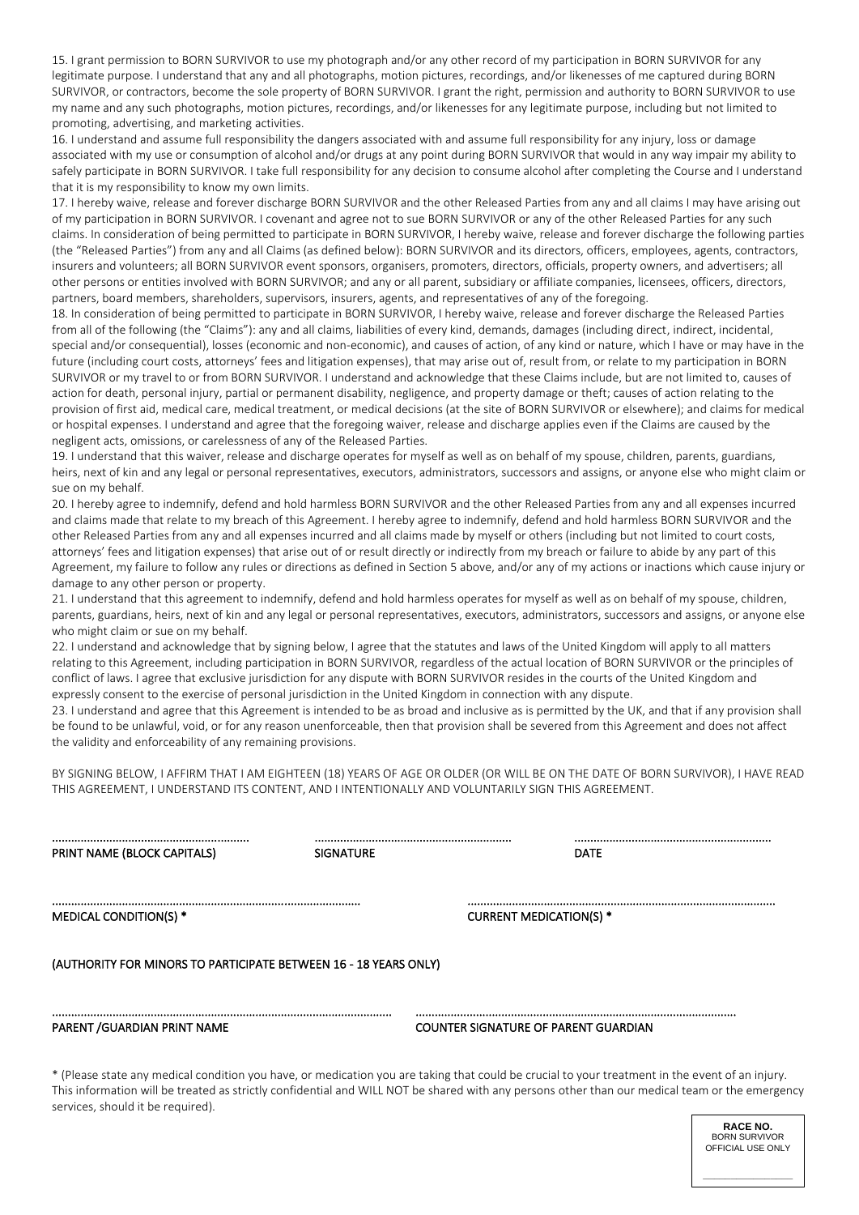15. I grant permission to BORN SURVIVOR to use my photograph and/or any other record of my participation in BORN SURVIVOR for any legitimate purpose. I understand that any and all photographs, motion pictures, recordings, and/or likenesses of me captured during BORN SURVIVOR, or contractors, become the sole property of BORN SURVIVOR. I grant the right, permission and authority to BORN SURVIVOR to use my name and any such photographs, motion pictures, recordings, and/or likenesses for any legitimate purpose, including but not limited to promoting, advertising, and marketing activities.

16. I understand and assume full responsibility the dangers associated with and assume full responsibility for any injury, loss or damage associated with my use or consumption of alcohol and/or drugs at any point during BORN SURVIVOR that would in any way impair my ability to safely participate in BORN SURVIVOR. I take full responsibility for any decision to consume alcohol after completing the Course and I understand that it is my responsibility to know my own limits.

17. I hereby waive, release and forever discharge BORN SURVIVOR and the other Released Parties from any and all claims I may have arising out of my participation in BORN SURVIVOR. I covenant and agree not to sue BORN SURVIVOR or any of the other Released Parties for any such claims. In consideration of being permitted to participate in BORN SURVIVOR, I hereby waive, release and forever discharge the following parties (the "Released Parties") from any and all Claims (as defined below): BORN SURVIVOR and its directors, officers, employees, agents, contractors, insurers and volunteers; all BORN SURVIVOR event sponsors, organisers, promoters, directors, officials, property owners, and advertisers; all other persons or entities involved with BORN SURVIVOR; and any or all parent, subsidiary or affiliate companies, licensees, officers, directors, partners, board members, shareholders, supervisors, insurers, agents, and representatives of any of the foregoing.

18. In consideration of being permitted to participate in BORN SURVIVOR, I hereby waive, release and forever discharge the Released Parties from all of the following (the "Claims"): any and all claims, liabilities of every kind, demands, damages (including direct, indirect, incidental, special and/or consequential), losses (economic and non-economic), and causes of action, of any kind or nature, which I have or may have in the future (including court costs, attorneys' fees and litigation expenses), that may arise out of, result from, or relate to my participation in BORN SURVIVOR or my travel to or from BORN SURVIVOR. I understand and acknowledge that these Claims include, but are not limited to, causes of action for death, personal injury, partial or permanent disability, negligence, and property damage or theft; causes of action relating to the provision of first aid, medical care, medical treatment, or medical decisions (at the site of BORN SURVIVOR or elsewhere); and claims for medical or hospital expenses. I understand and agree that the foregoing waiver, release and discharge applies even if the Claims are caused by the negligent acts, omissions, or carelessness of any of the Released Parties.

19. I understand that this waiver, release and discharge operates for myself as well as on behalf of my spouse, children, parents, guardians, heirs, next of kin and any legal or personal representatives, executors, administrators, successors and assigns, or anyone else who might claim or sue on my behalf.

20. I hereby agree to indemnify, defend and hold harmless BORN SURVIVOR and the other Released Parties from any and all expenses incurred and claims made that relate to my breach of this Agreement. I hereby agree to indemnify, defend and hold harmless BORN SURVIVOR and the other Released Parties from any and all expenses incurred and all claims made by myself or others (including but not limited to court costs, attorneys' fees and litigation expenses) that arise out of or result directly or indirectly from my breach or failure to abide by any part of this Agreement, my failure to follow any rules or directions as defined in Section 5 above, and/or any of my actions or inactions which cause injury or damage to any other person or property.

21. I understand that this agreement to indemnify, defend and hold harmless operates for myself as well as on behalf of my spouse, children, parents, guardians, heirs, next of kin and any legal or personal representatives, executors, administrators, successors and assigns, or anyone else who might claim or sue on my behalf.

22. I understand and acknowledge that by signing below, I agree that the statutes and laws of the United Kingdom will apply to all matters relating to this Agreement, including participation in BORN SURVIVOR, regardless of the actual location of BORN SURVIVOR or the principles of conflict of laws. I agree that exclusive jurisdiction for any dispute with BORN SURVIVOR resides in the courts of the United Kingdom and expressly consent to the exercise of personal jurisdiction in the United Kingdom in connection with any dispute.

23. I understand and agree that this Agreement is intended to be as broad and inclusive as is permitted by the UK, and that if any provision shall be found to be unlawful, void, or for any reason unenforceable, then that provision shall be severed from this Agreement and does not affect the validity and enforceability of any remaining provisions.

BY SIGNING BELOW, I AFFIRM THAT I AM EIGHTEEN (18) YEARS OF AGE OR OLDER (OR WILL BE ON THE DATE OF BORN SURVIVOR), I HAVE READ THIS AGREEMENT, I UNDERSTAND ITS CONTENT, AND I INTENTIONALLY AND VOLUNTARILY SIGN THIS AGREEMENT.

| | | |
|---|---|---|
| ............................................................ | ............................................................ | ............................................................ |
| PRINT NAME (BLOCK CAPITALS) | SIGNATURE | DATE |

| | |
|---|---|
| ............................................................................................... | ............................................................................................... |
| MEDICAL CONDITION(S) * | CURRENT MEDICATION(S) * |

(AUTHORITY FOR MINORS TO PARTICIPATE BETWEEN 16 - 18 YEARS ONLY)

| | |
|---|---|
| ............................................................................................... | ............................................................................................... |
| PARENT /GUARDIAN PRINT NAME | COUNTER SIGNATURE OF PARENT GUARDIAN |

* (Please state any medical condition you have, or medication you are taking that could be crucial to your treatment in the event of an injury. This information will be treated as strictly confidential and WILL NOT be shared with any persons other than our medical team or the emergency services, should it be required).

**RACE NO.**
BORN SURVIVOR
OFFICIAL USE ONLY